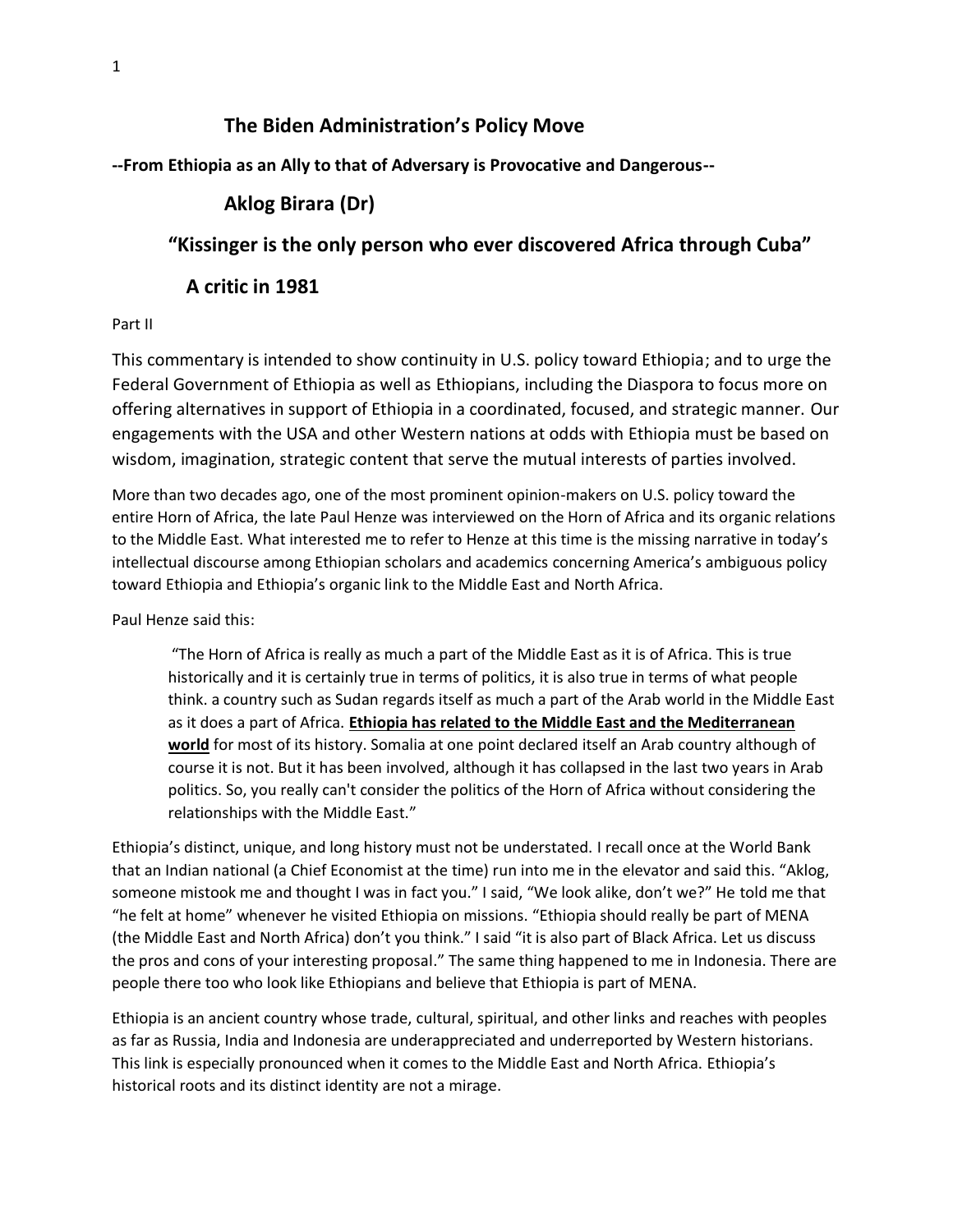# The Biden Administration's Policy Move

**--From Ethiopia as an Ally to that of Adversary is Provocative and Dangerous--**

## Aklog Birara (Dr)

## "Kissinger is the only person who ever discovered Africa through Cuba"

## A critic in 1981

Part II

This commentary is intended to show continuity in U.S. policy toward Ethiopia; and to urge the Federal Government of Ethiopia as well as Ethiopians, including the Diaspora to focus more on offering alternatives in support of Ethiopia in a coordinated, focused, and strategic manner. Our engagements with the USA and other Western nations at odds with Ethiopia must be based on wisdom, imagination, strategic content that serve the mutual interests of parties involved.

More than two decades ago, one of the most prominent opinion-makers on U.S. policy toward the entire Horn of Africa, the late Paul Henze was interviewed on the Horn of Africa and its organic relations to the Middle East. What interested me to refer to Henze at this time is the missing narrative in today's intellectual discourse among Ethiopian scholars and academics concerning America's ambiguous policy toward Ethiopia and Ethiopia's organic link to the Middle East and North Africa.

Paul Henze said this:

> "The Horn of Africa is really as much a part of the Middle East as it is of Africa. This is true historically and it is certainly true in terms of politics, it is also true in terms of what people think. a country such as Sudan regards itself as much a part of the Arab world in the Middle East as it does a part of Africa. **Ethiopia has related to the Middle East and the Mediterranean world** for most of its history. Somalia at one point declared itself an Arab country although of course it is not. But it has been involved, although it has collapsed in the last two years in Arab politics. So, you really can't consider the politics of the Horn of Africa without considering the relationships with the Middle East."

Ethiopia's distinct, unique, and long history must not be understated. I recall once at the World Bank that an Indian national (a Chief Economist at the time) run into me in the elevator and said this. "Aklog, someone mistook me and thought I was in fact you." I said, "We look alike, don't we?" He told me that "he felt at home" whenever he visited Ethiopia on missions. "Ethiopia should really be part of MENA (the Middle East and North Africa) don't you think." I said "it is also part of Black Africa. Let us discuss the pros and cons of your interesting proposal." The same thing happened to me in Indonesia. There are people there too who look like Ethiopians and believe that Ethiopia is part of MENA.

Ethiopia is an ancient country whose trade, cultural, spiritual, and other links and reaches with peoples as far as Russia, India and Indonesia are underappreciated and underreported by Western historians. This link is especially pronounced when it comes to the Middle East and North Africa. Ethiopia's historical roots and its distinct identity are not a mirage.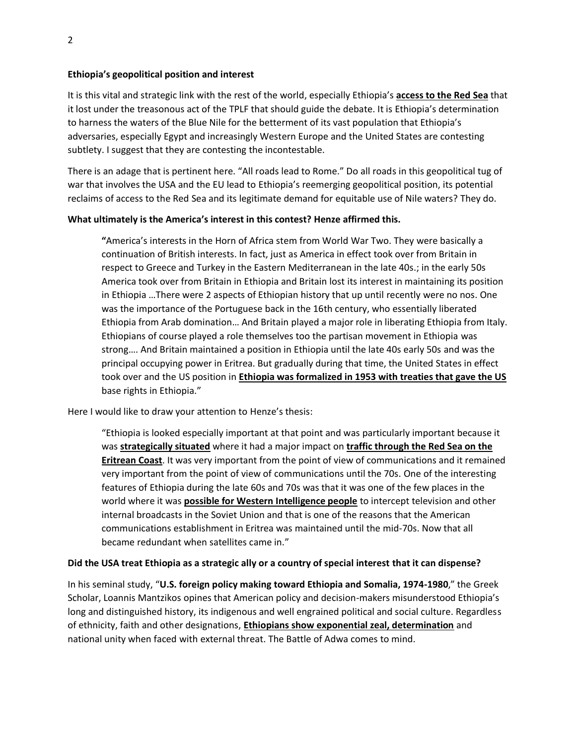**Ethiopia's geopolitical position and interest**

It is this vital and strategic link with the rest of the world, especially Ethiopia's **access to the Red Sea** that it lost under the treasonous act of the TPLF that should guide the debate. It is Ethiopia's determination to harness the waters of the Blue Nile for the betterment of its vast population that Ethiopia's adversaries, especially Egypt and increasingly Western Europe and the United States are contesting subtlety. I suggest that they are contesting the incontestable.

There is an adage that is pertinent here. "All roads lead to Rome." Do all roads in this geopolitical tug of war that involves the USA and the EU lead to Ethiopia's reemerging geopolitical position, its potential reclaims of access to the Red Sea and its legitimate demand for equitable use of Nile waters? They do.

**What ultimately is the America's interest in this contest? Henze affirmed this.**

> **"**America's interests in the Horn of Africa stem from World War Two. They were basically a continuation of British interests. In fact, just as America in effect took over from Britain in respect to Greece and Turkey in the Eastern Mediterranean in the late 40s.; in the early 50s America took over from Britain in Ethiopia and Britain lost its interest in maintaining its position in Ethiopia …There were 2 aspects of Ethiopian history that up until recently were no nos. One was the importance of the Portuguese back in the 16th century, who essentially liberated Ethiopia from Arab domination… And Britain played a major role in liberating Ethiopia from Italy. Ethiopians of course played a role themselves too the partisan movement in Ethiopia was strong…. And Britain maintained a position in Ethiopia until the late 40s early 50s and was the principal occupying power in Eritrea. But gradually during that time, the United States in effect took over and the US position in **Ethiopia was formalized in 1953 with treaties that gave the US** base rights in Ethiopia."

Here I would like to draw your attention to Henze's thesis:

> "Ethiopia is looked especially important at that point and was particularly important because it was **strategically situated** where it had a major impact on **traffic through the Red Sea on the Eritrean Coast**. It was very important from the point of view of communications and it remained very important from the point of view of communications until the 70s. One of the interesting features of Ethiopia during the late 60s and 70s was that it was one of the few places in the world where it was **possible for Western Intelligence people** to intercept television and other internal broadcasts in the Soviet Union and that is one of the reasons that the American communications establishment in Eritrea was maintained until the mid-70s. Now that all became redundant when satellites came in."

**Did the USA treat Ethiopia as a strategic ally or a country of special interest that it can dispense?**

In his seminal study, "**U.S. foreign policy making toward Ethiopia and Somalia, 1974-1980**," the Greek Scholar, Loannis Mantzikos opines that American policy and decision-makers misunderstood Ethiopia's long and distinguished history, its indigenous and well engrained political and social culture. Regardless of ethnicity, faith and other designations, **Ethiopians show exponential zeal, determination** and national unity when faced with external threat. The Battle of Adwa comes to mind.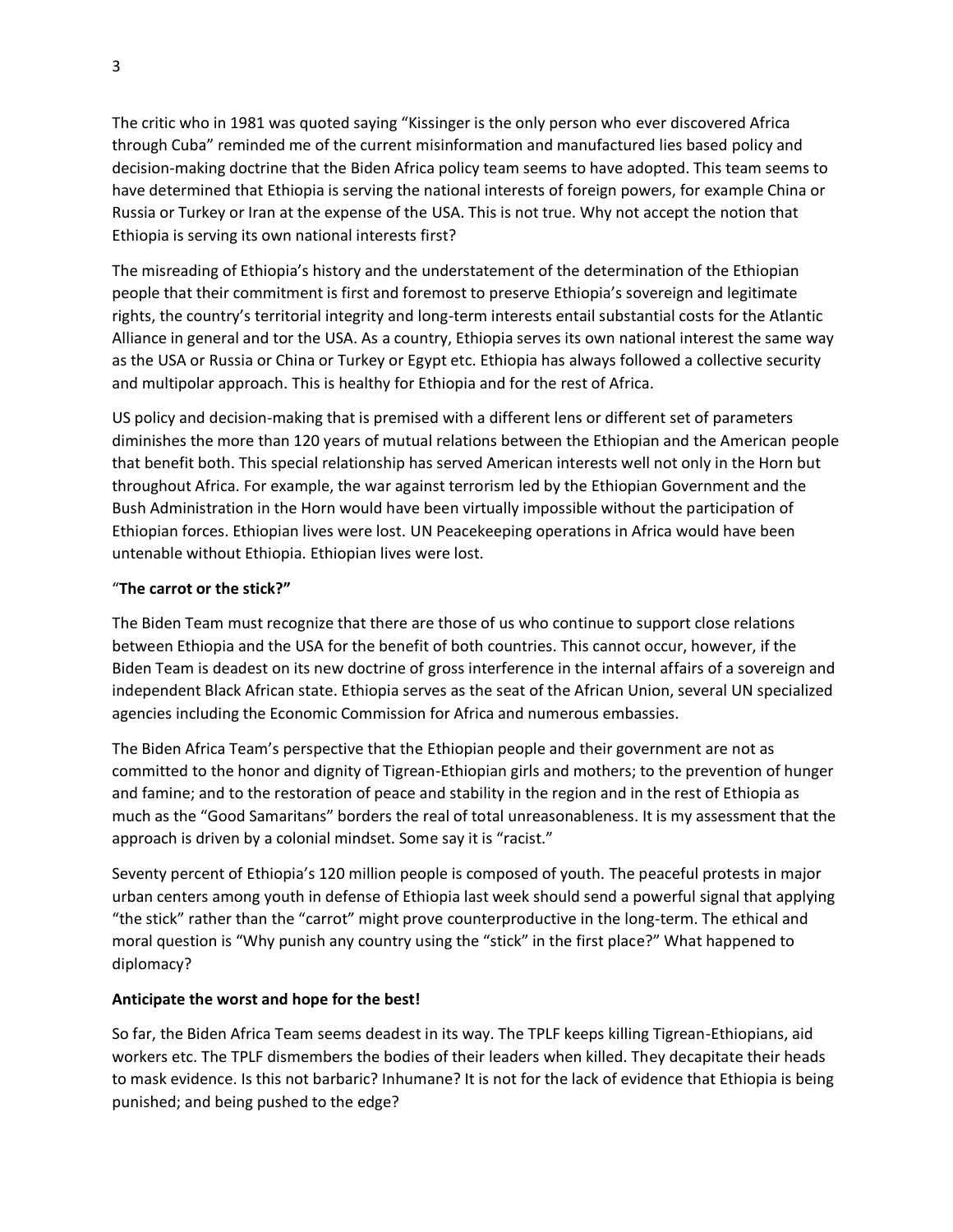The critic who in 1981 was quoted saying "Kissinger is the only person who ever discovered Africa through Cuba" reminded me of the current misinformation and manufactured lies based policy and decision-making doctrine that the Biden Africa policy team seems to have adopted. This team seems to have determined that Ethiopia is serving the national interests of foreign powers, for example China or Russia or Turkey or Iran at the expense of the USA. This is not true. Why not accept the notion that Ethiopia is serving its own national interests first?

The misreading of Ethiopia's history and the understatement of the determination of the Ethiopian people that their commitment is first and foremost to preserve Ethiopia's sovereign and legitimate rights, the country's territorial integrity and long-term interests entail substantial costs for the Atlantic Alliance in general and tor the USA. As a country, Ethiopia serves its own national interest the same way as the USA or Russia or China or Turkey or Egypt etc. Ethiopia has always followed a collective security and multipolar approach. This is healthy for Ethiopia and for the rest of Africa.

US policy and decision-making that is premised with a different lens or different set of parameters diminishes the more than 120 years of mutual relations between the Ethiopian and the American people that benefit both. This special relationship has served American interests well not only in the Horn but throughout Africa. For example, the war against terrorism led by the Ethiopian Government and the Bush Administration in the Horn would have been virtually impossible without the participation of Ethiopian forces. Ethiopian lives were lost. UN Peacekeeping operations in Africa would have been untenable without Ethiopia. Ethiopian lives were lost.

"**The carrot or the stick?"**

The Biden Team must recognize that there are those of us who continue to support close relations between Ethiopia and the USA for the benefit of both countries. This cannot occur, however, if the Biden Team is deadest on its new doctrine of gross interference in the internal affairs of a sovereign and independent Black African state. Ethiopia serves as the seat of the African Union, several UN specialized agencies including the Economic Commission for Africa and numerous embassies.

The Biden Africa Team's perspective that the Ethiopian people and their government are not as committed to the honor and dignity of Tigrean-Ethiopian girls and mothers; to the prevention of hunger and famine; and to the restoration of peace and stability in the region and in the rest of Ethiopia as much as the "Good Samaritans" borders the real of total unreasonableness. It is my assessment that the approach is driven by a colonial mindset. Some say it is "racist."

Seventy percent of Ethiopia's 120 million people is composed of youth. The peaceful protests in major urban centers among youth in defense of Ethiopia last week should send a powerful signal that applying "the stick" rather than the "carrot" might prove counterproductive in the long-term. The ethical and moral question is "Why punish any country using the "stick" in the first place?" What happened to diplomacy?

**Anticipate the worst and hope for the best!**

So far, the Biden Africa Team seems deadest in its way. The TPLF keeps killing Tigrean-Ethiopians, aid workers etc. The TPLF dismembers the bodies of their leaders when killed. They decapitate their heads to mask evidence. Is this not barbaric? Inhumane? It is not for the lack of evidence that Ethiopia is being punished; and being pushed to the edge?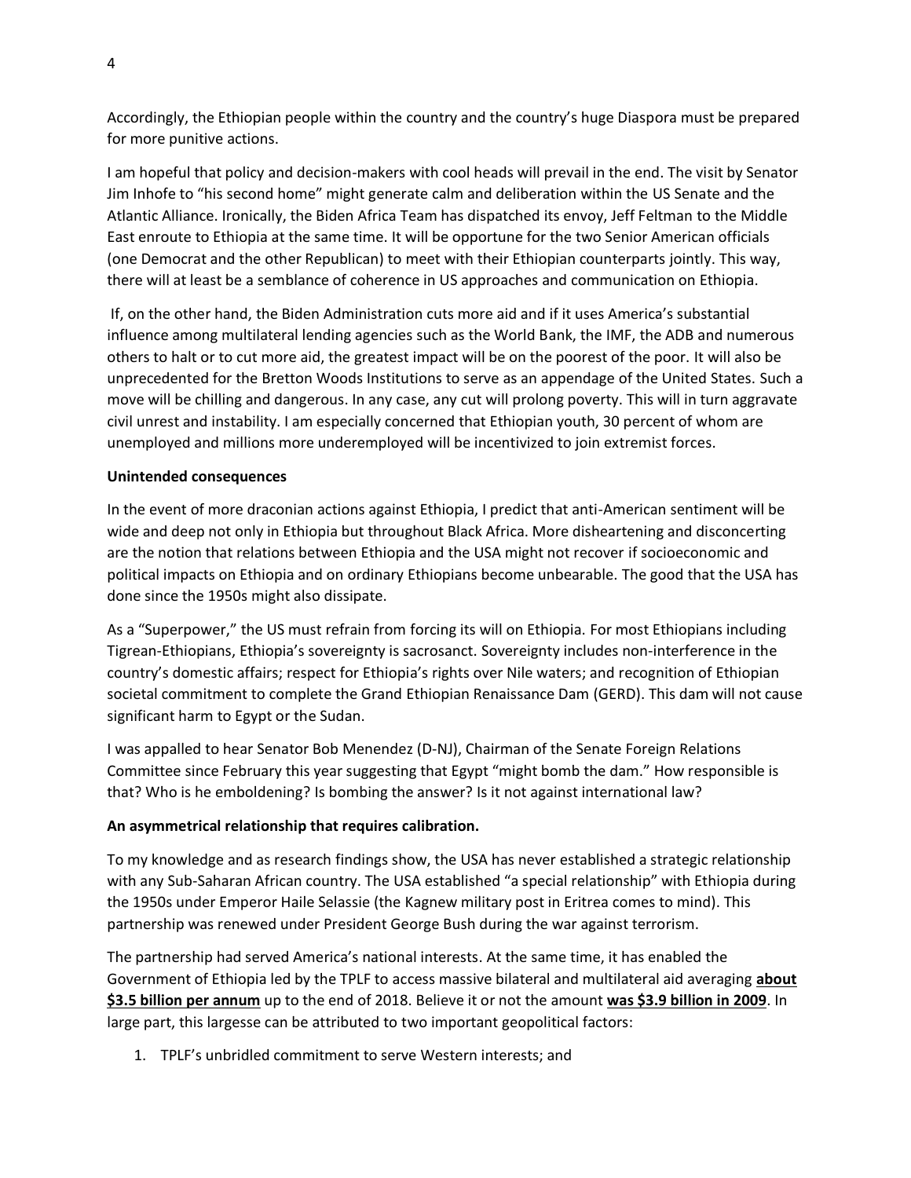Accordingly, the Ethiopian people within the country and the country's huge Diaspora must be prepared for more punitive actions.

I am hopeful that policy and decision-makers with cool heads will prevail in the end. The visit by Senator Jim Inhofe to "his second home" might generate calm and deliberation within the US Senate and the Atlantic Alliance. Ironically, the Biden Africa Team has dispatched its envoy, Jeff Feltman to the Middle East enroute to Ethiopia at the same time. It will be opportune for the two Senior American officials (one Democrat and the other Republican) to meet with their Ethiopian counterparts jointly. This way, there will at least be a semblance of coherence in US approaches and communication on Ethiopia.

If, on the other hand, the Biden Administration cuts more aid and if it uses America's substantial influence among multilateral lending agencies such as the World Bank, the IMF, the ADB and numerous others to halt or to cut more aid, the greatest impact will be on the poorest of the poor. It will also be unprecedented for the Bretton Woods Institutions to serve as an appendage of the United States. Such a move will be chilling and dangerous. In any case, any cut will prolong poverty. This will in turn aggravate civil unrest and instability. I am especially concerned that Ethiopian youth, 30 percent of whom are unemployed and millions more underemployed will be incentivized to join extremist forces.

**Unintended consequences**

In the event of more draconian actions against Ethiopia, I predict that anti-American sentiment will be wide and deep not only in Ethiopia but throughout Black Africa. More disheartening and disconcerting are the notion that relations between Ethiopia and the USA might not recover if socioeconomic and political impacts on Ethiopia and on ordinary Ethiopians become unbearable. The good that the USA has done since the 1950s might also dissipate.

As a "Superpower," the US must refrain from forcing its will on Ethiopia. For most Ethiopians including Tigrean-Ethiopians, Ethiopia's sovereignty is sacrosanct. Sovereignty includes non-interference in the country's domestic affairs; respect for Ethiopia's rights over Nile waters; and recognition of Ethiopian societal commitment to complete the Grand Ethiopian Renaissance Dam (GERD). This dam will not cause significant harm to Egypt or the Sudan.

I was appalled to hear Senator Bob Menendez (D-NJ), Chairman of the Senate Foreign Relations Committee since February this year suggesting that Egypt "might bomb the dam." How responsible is that? Who is he emboldening? Is bombing the answer? Is it not against international law?

**An asymmetrical relationship that requires calibration.**

To my knowledge and as research findings show, the USA has never established a strategic relationship with any Sub-Saharan African country. The USA established "a special relationship" with Ethiopia during the 1950s under Emperor Haile Selassie (the Kagnew military post in Eritrea comes to mind). This partnership was renewed under President George Bush during the war against terrorism.

The partnership had served America's national interests. At the same time, it has enabled the Government of Ethiopia led by the TPLF to access massive bilateral and multilateral aid averaging **about $3.5 billion per annum** up to the end of 2018. Believe it or not the amount **was $3.9 billion in 2009**. In large part, this largesse can be attributed to two important geopolitical factors:

1. TPLF's unbridled commitment to serve Western interests; and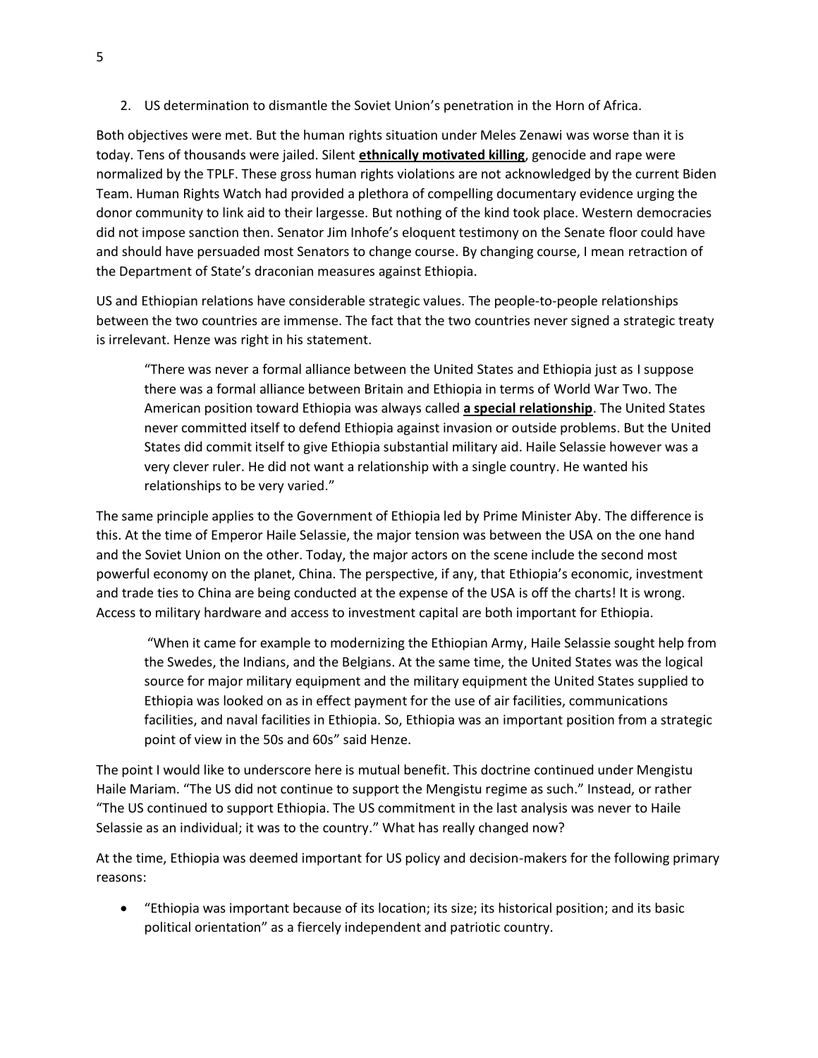2. US determination to dismantle the Soviet Union's penetration in the Horn of Africa.

Both objectives were met. But the human rights situation under Meles Zenawi was worse than it is today. Tens of thousands were jailed. Silent **ethnically motivated killing**, genocide and rape were normalized by the TPLF. These gross human rights violations are not acknowledged by the current Biden Team. Human Rights Watch had provided a plethora of compelling documentary evidence urging the donor community to link aid to their largesse. But nothing of the kind took place. Western democracies did not impose sanction then. Senator Jim Inhofe's eloquent testimony on the Senate floor could have and should have persuaded most Senators to change course. By changing course, I mean retraction of the Department of State's draconian measures against Ethiopia.

US and Ethiopian relations have considerable strategic values. The people-to-people relationships between the two countries are immense. The fact that the two countries never signed a strategic treaty is irrelevant. Henze was right in his statement.

> "There was never a formal alliance between the United States and Ethiopia just as I suppose there was a formal alliance between Britain and Ethiopia in terms of World War Two. The American position toward Ethiopia was always called **a special relationship**. The United States never committed itself to defend Ethiopia against invasion or outside problems. But the United States did commit itself to give Ethiopia substantial military aid. Haile Selassie however was a very clever ruler. He did not want a relationship with a single country. He wanted his relationships to be very varied."

The same principle applies to the Government of Ethiopia led by Prime Minister Aby. The difference is this. At the time of Emperor Haile Selassie, the major tension was between the USA on the one hand and the Soviet Union on the other. Today, the major actors on the scene include the second most powerful economy on the planet, China. The perspective, if any, that Ethiopia's economic, investment and trade ties to China are being conducted at the expense of the USA is off the charts! It is wrong. Access to military hardware and access to investment capital are both important for Ethiopia.

> "When it came for example to modernizing the Ethiopian Army, Haile Selassie sought help from the Swedes, the Indians, and the Belgians. At the same time, the United States was the logical source for major military equipment and the military equipment the United States supplied to Ethiopia was looked on as in effect payment for the use of air facilities, communications facilities, and naval facilities in Ethiopia. So, Ethiopia was an important position from a strategic point of view in the 50s and 60s" said Henze.

The point I would like to underscore here is mutual benefit. This doctrine continued under Mengistu Haile Mariam. "The US did not continue to support the Mengistu regime as such." Instead, or rather "The US continued to support Ethiopia. The US commitment in the last analysis was never to Haile Selassie as an individual; it was to the country." What has really changed now?

At the time, Ethiopia was deemed important for US policy and decision-makers for the following primary reasons:

- "Ethiopia was important because of its location; its size; its historical position; and its basic political orientation" as a fiercely independent and patriotic country.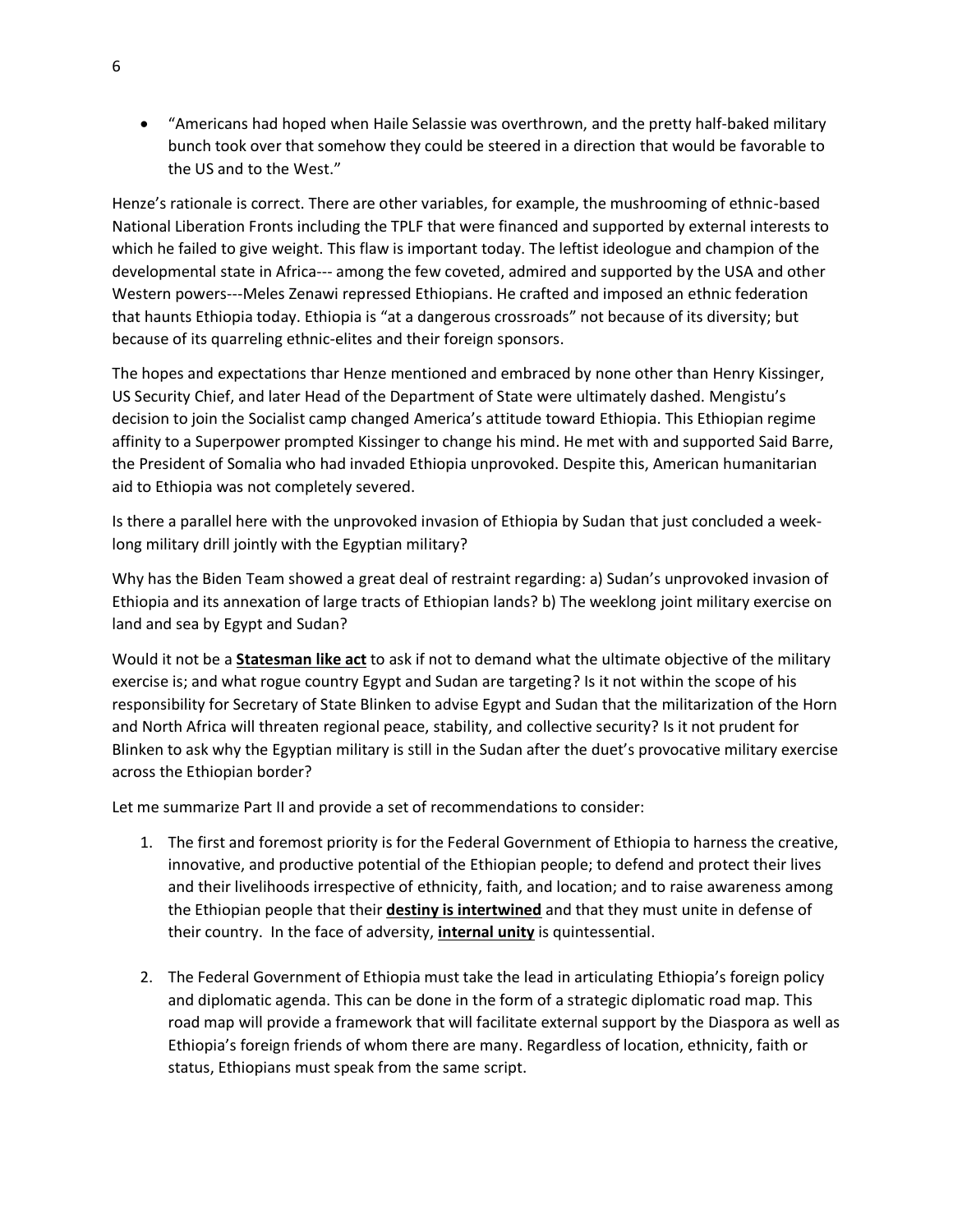- "Americans had hoped when Haile Selassie was overthrown, and the pretty half-baked military bunch took over that somehow they could be steered in a direction that would be favorable to the US and to the West."

Henze's rationale is correct. There are other variables, for example, the mushrooming of ethnic-based National Liberation Fronts including the TPLF that were financed and supported by external interests to which he failed to give weight. This flaw is important today. The leftist ideologue and champion of the developmental state in Africa--- among the few coveted, admired and supported by the USA and other Western powers---Meles Zenawi repressed Ethiopians. He crafted and imposed an ethnic federation that haunts Ethiopia today. Ethiopia is "at a dangerous crossroads" not because of its diversity; but because of its quarreling ethnic-elites and their foreign sponsors.

The hopes and expectations thar Henze mentioned and embraced by none other than Henry Kissinger, US Security Chief, and later Head of the Department of State were ultimately dashed. Mengistu's decision to join the Socialist camp changed America's attitude toward Ethiopia. This Ethiopian regime affinity to a Superpower prompted Kissinger to change his mind. He met with and supported Said Barre, the President of Somalia who had invaded Ethiopia unprovoked. Despite this, American humanitarian aid to Ethiopia was not completely severed.

Is there a parallel here with the unprovoked invasion of Ethiopia by Sudan that just concluded a week-long military drill jointly with the Egyptian military?

Why has the Biden Team showed a great deal of restraint regarding: a) Sudan's unprovoked invasion of Ethiopia and its annexation of large tracts of Ethiopian lands? b) The weeklong joint military exercise on land and sea by Egypt and Sudan?

Would it not be a <u>**Statesman like act**</u> to ask if not to demand what the ultimate objective of the military exercise is; and what rogue country Egypt and Sudan are targeting? Is it not within the scope of his responsibility for Secretary of State Blinken to advise Egypt and Sudan that the militarization of the Horn and North Africa will threaten regional peace, stability, and collective security? Is it not prudent for Blinken to ask why the Egyptian military is still in the Sudan after the duet's provocative military exercise across the Ethiopian border?

Let me summarize Part II and provide a set of recommendations to consider:

1. The first and foremost priority is for the Federal Government of Ethiopia to harness the creative, innovative, and productive potential of the Ethiopian people; to defend and protect their lives and their livelihoods irrespective of ethnicity, faith, and location; and to raise awareness among the Ethiopian people that their <u>**destiny is intertwined**</u> and that they must unite in defense of their country. In the face of adversity, <u>**internal unity**</u> is quintessential.

2. The Federal Government of Ethiopia must take the lead in articulating Ethiopia's foreign policy and diplomatic agenda. This can be done in the form of a strategic diplomatic road map. This road map will provide a framework that will facilitate external support by the Diaspora as well as Ethiopia's foreign friends of whom there are many. Regardless of location, ethnicity, faith or status, Ethiopians must speak from the same script.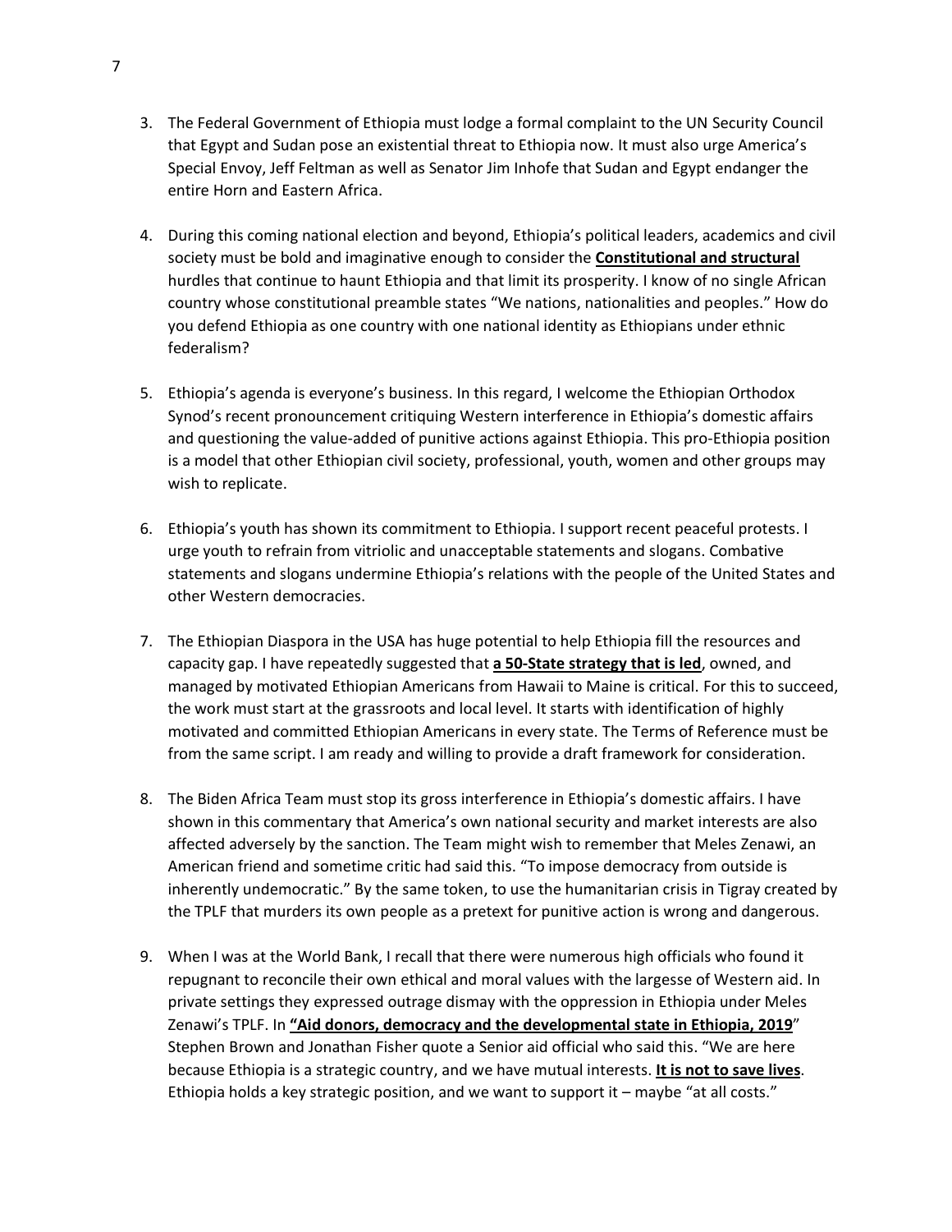3. The Federal Government of Ethiopia must lodge a formal complaint to the UN Security Council that Egypt and Sudan pose an existential threat to Ethiopia now. It must also urge America's Special Envoy, Jeff Feltman as well as Senator Jim Inhofe that Sudan and Egypt endanger the entire Horn and Eastern Africa.

4. During this coming national election and beyond, Ethiopia's political leaders, academics and civil society must be bold and imaginative enough to consider the **Constitutional and structural** hurdles that continue to haunt Ethiopia and that limit its prosperity. I know of no single African country whose constitutional preamble states "We nations, nationalities and peoples." How do you defend Ethiopia as one country with one national identity as Ethiopians under ethnic federalism?

5. Ethiopia's agenda is everyone's business. In this regard, I welcome the Ethiopian Orthodox Synod's recent pronouncement critiquing Western interference in Ethiopia's domestic affairs and questioning the value-added of punitive actions against Ethiopia. This pro-Ethiopia position is a model that other Ethiopian civil society, professional, youth, women and other groups may wish to replicate.

6. Ethiopia's youth has shown its commitment to Ethiopia. I support recent peaceful protests. I urge youth to refrain from vitriolic and unacceptable statements and slogans. Combative statements and slogans undermine Ethiopia's relations with the people of the United States and other Western democracies.

7. The Ethiopian Diaspora in the USA has huge potential to help Ethiopia fill the resources and capacity gap. I have repeatedly suggested that **a 50-State strategy that is led**, owned, and managed by motivated Ethiopian Americans from Hawaii to Maine is critical. For this to succeed, the work must start at the grassroots and local level. It starts with identification of highly motivated and committed Ethiopian Americans in every state. The Terms of Reference must be from the same script. I am ready and willing to provide a draft framework for consideration.

8. The Biden Africa Team must stop its gross interference in Ethiopia's domestic affairs. I have shown in this commentary that America's own national security and market interests are also affected adversely by the sanction. The Team might wish to remember that Meles Zenawi, an American friend and sometime critic had said this. "To impose democracy from outside is inherently undemocratic." By the same token, to use the humanitarian crisis in Tigray created by the TPLF that murders its own people as a pretext for punitive action is wrong and dangerous.

9. When I was at the World Bank, I recall that there were numerous high officials who found it repugnant to reconcile their own ethical and moral values with the largesse of Western aid. In private settings they expressed outrage dismay with the oppression in Ethiopia under Meles Zenawi's TPLF. In **"Aid donors, democracy and the developmental state in Ethiopia, 2019"** Stephen Brown and Jonathan Fisher quote a Senior aid official who said this. "We are here because Ethiopia is a strategic country, and we have mutual interests. **It is not to save lives**. Ethiopia holds a key strategic position, and we want to support it – maybe "at all costs."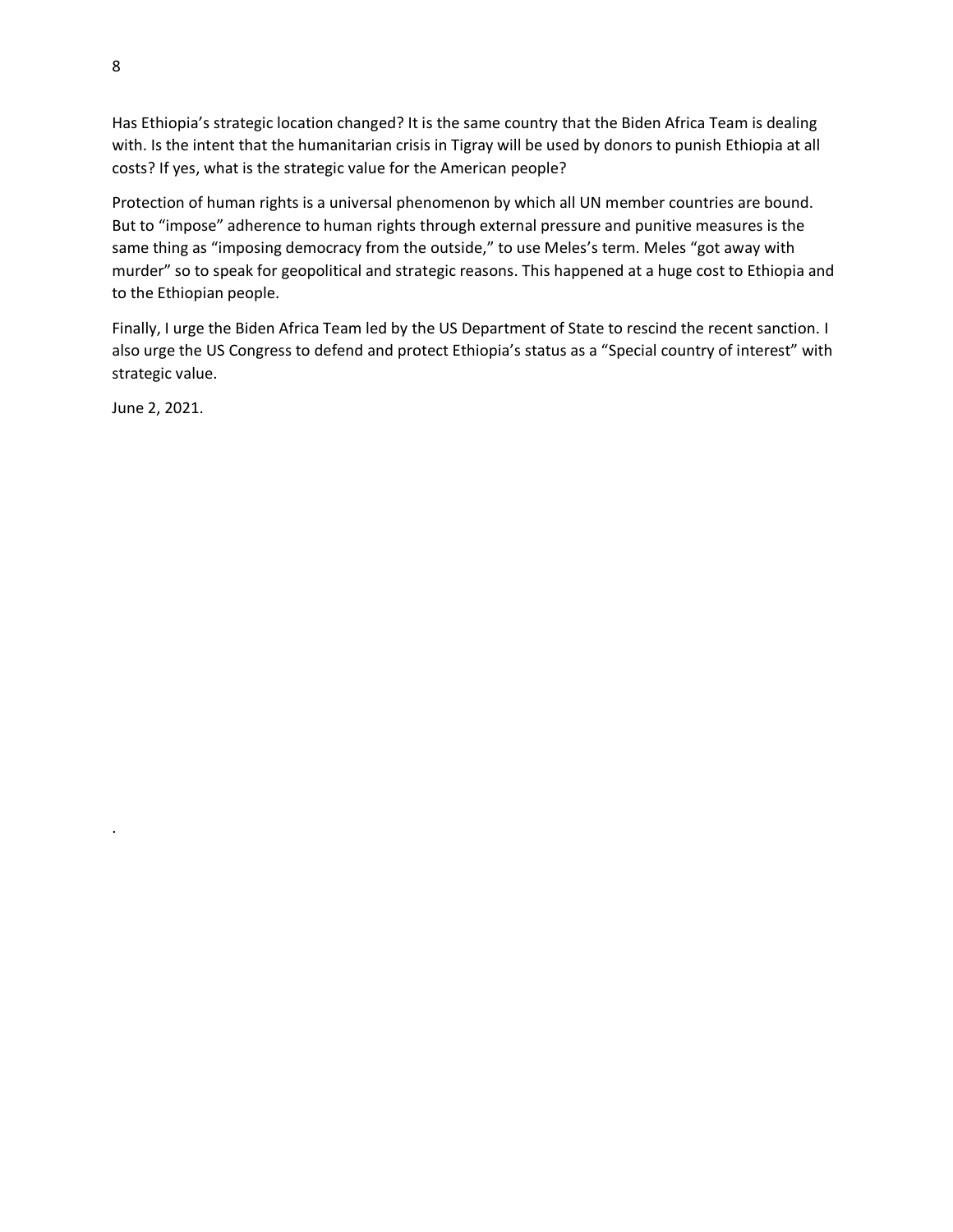Has Ethiopia's strategic location changed? It is the same country that the Biden Africa Team is dealing with. Is the intent that the humanitarian crisis in Tigray will be used by donors to punish Ethiopia at all costs? If yes, what is the strategic value for the American people?

Protection of human rights is a universal phenomenon by which all UN member countries are bound. But to "impose" adherence to human rights through external pressure and punitive measures is the same thing as "imposing democracy from the outside," to use Meles's term. Meles "got away with murder" so to speak for geopolitical and strategic reasons. This happened at a huge cost to Ethiopia and to the Ethiopian people.

Finally, I urge the Biden Africa Team led by the US Department of State to rescind the recent sanction. I also urge the US Congress to defend and protect Ethiopia's status as a "Special country of interest" with strategic value.

June 2, 2021.